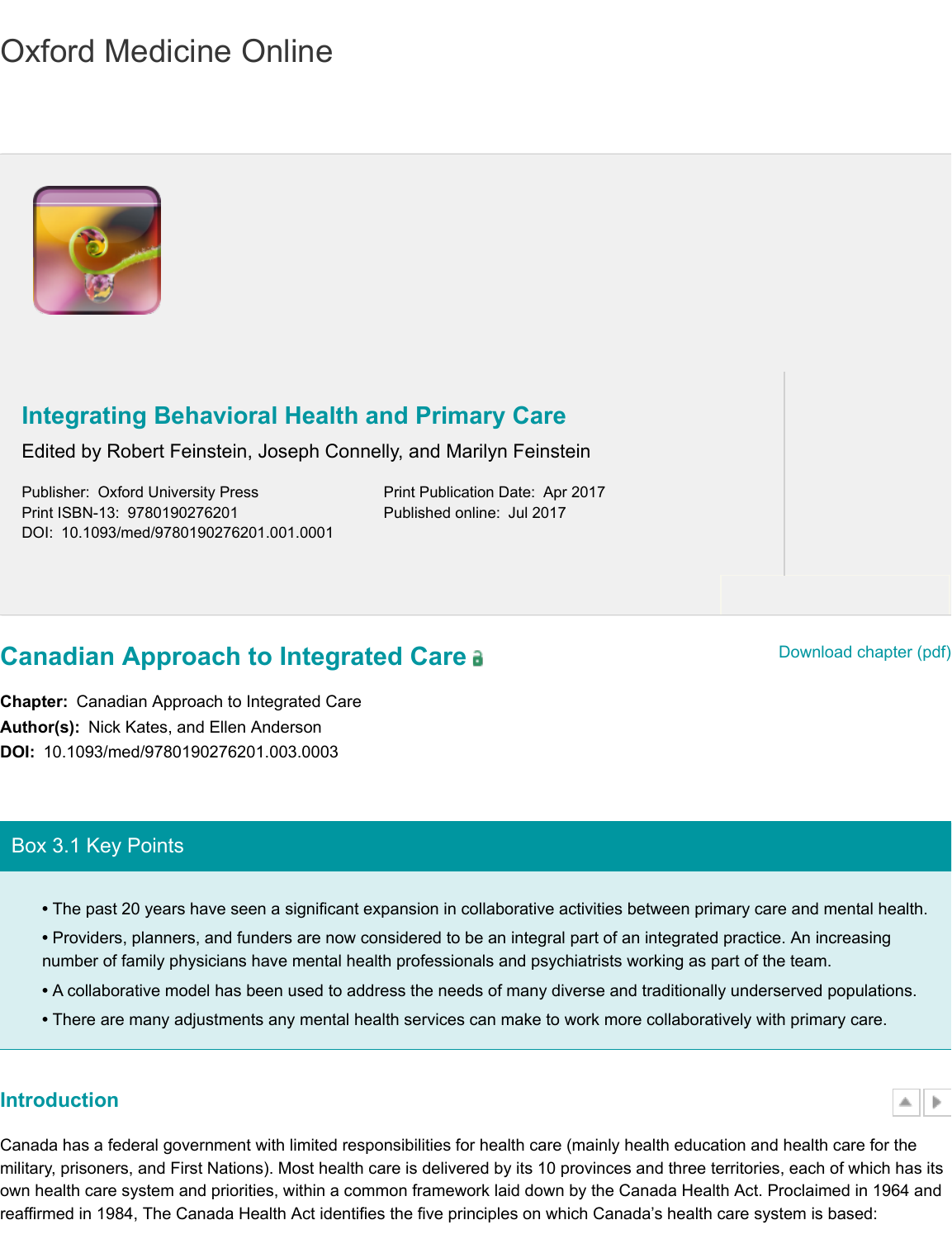# Oxford Medicine Online

## Integrating Behavioral Health and Primary Care

Edited by Robert Feinstein, Joseph Connelly, and Marilyn Feinstein

Publisher: Oxford University Press
Print ISBN-13: 9780190276201
DOI: 10.1093/med/9780190276201.001.0001

Print Publication Date: Apr 2017
Published online: Jul 2017

## Canadian Approach to Integrated Care

Download chapter (pdf)

**Chapter:** Canadian Approach to Integrated Care
**Author(s):** Nick Kates, and Ellen Anderson
**DOI:** 10.1093/med/9780190276201.003.0003

### Box 3.1 Key Points

- The past 20 years have seen a significant expansion in collaborative activities between primary care and mental health.
- Providers, planners, and funders are now considered to be an integral part of an integrated practice. An increasing number of family physicians have mental health professionals and psychiatrists working as part of the team.
- A collaborative model has been used to address the needs of many diverse and traditionally underserved populations.
- There are many adjustments any mental health services can make to work more collaboratively with primary care.

### Introduction

Canada has a federal government with limited responsibilities for health care (mainly health education and health care for the military, prisoners, and First Nations). Most health care is delivered by its 10 provinces and three territories, each of which has its own health care system and priorities, within a common framework laid down by the Canada Health Act. Proclaimed in 1964 and reaffirmed in 1984, The Canada Health Act identifies the five principles on which Canada's health care system is based: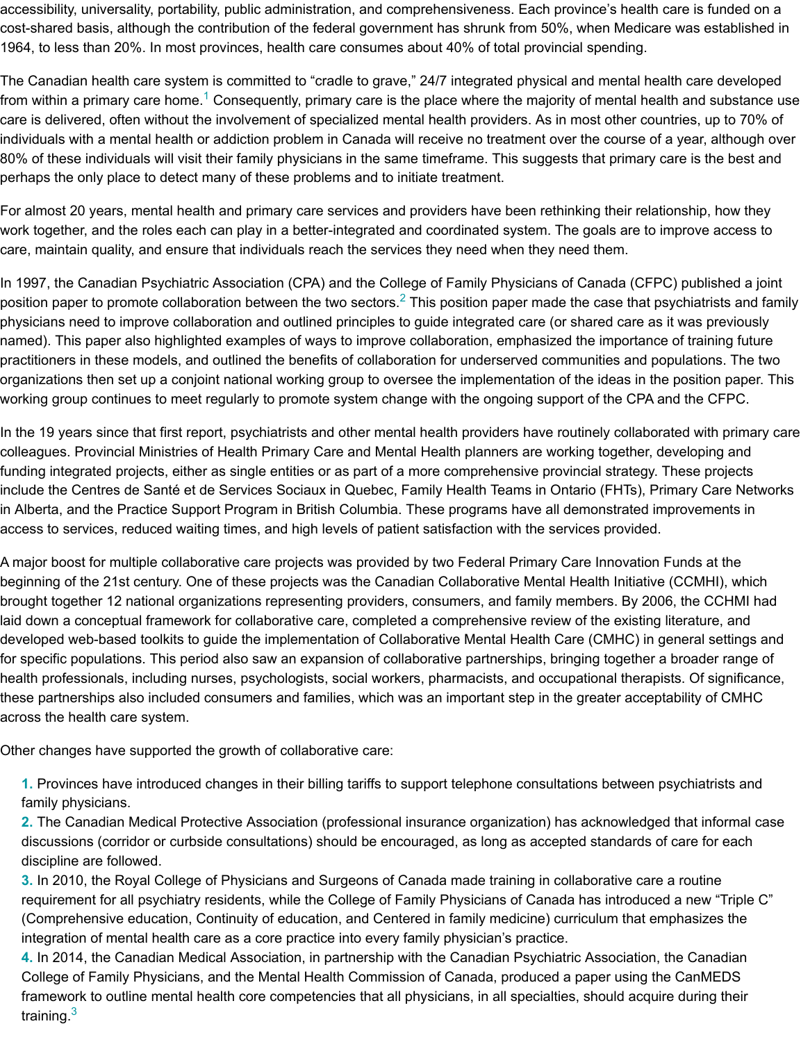accessibility, universality, portability, public administration, and comprehensiveness. Each province's health care is funded on a cost-shared basis, although the contribution of the federal government has shrunk from 50%, when Medicare was established in 1964, to less than 20%. In most provinces, health care consumes about 40% of total provincial spending.

The Canadian health care system is committed to "cradle to grave," 24/7 integrated physical and mental health care developed from within a primary care home.[1] Consequently, primary care is the place where the majority of mental health and substance use care is delivered, often without the involvement of specialized mental health providers. As in most other countries, up to 70% of individuals with a mental health or addiction problem in Canada will receive no treatment over the course of a year, although over 80% of these individuals will visit their family physicians in the same timeframe. This suggests that primary care is the best and perhaps the only place to detect many of these problems and to initiate treatment.

For almost 20 years, mental health and primary care services and providers have been rethinking their relationship, how they work together, and the roles each can play in a better-integrated and coordinated system. The goals are to improve access to care, maintain quality, and ensure that individuals reach the services they need when they need them.

In 1997, the Canadian Psychiatric Association (CPA) and the College of Family Physicians of Canada (CFPC) published a joint position paper to promote collaboration between the two sectors.[2] This position paper made the case that psychiatrists and family physicians need to improve collaboration and outlined principles to guide integrated care (or shared care as it was previously named). This paper also highlighted examples of ways to improve collaboration, emphasized the importance of training future practitioners in these models, and outlined the benefits of collaboration for underserved communities and populations. The two organizations then set up a conjoint national working group to oversee the implementation of the ideas in the position paper. This working group continues to meet regularly to promote system change with the ongoing support of the CPA and the CFPC.

In the 19 years since that first report, psychiatrists and other mental health providers have routinely collaborated with primary care colleagues. Provincial Ministries of Health Primary Care and Mental Health planners are working together, developing and funding integrated projects, either as single entities or as part of a more comprehensive provincial strategy. These projects include the Centres de Santé et de Services Sociaux in Quebec, Family Health Teams in Ontario (FHTs), Primary Care Networks in Alberta, and the Practice Support Program in British Columbia. These programs have all demonstrated improvements in access to services, reduced waiting times, and high levels of patient satisfaction with the services provided.

A major boost for multiple collaborative care projects was provided by two Federal Primary Care Innovation Funds at the beginning of the 21st century. One of these projects was the Canadian Collaborative Mental Health Initiative (CCMHI), which brought together 12 national organizations representing providers, consumers, and family members. By 2006, the CCHMI had laid down a conceptual framework for collaborative care, completed a comprehensive review of the existing literature, and developed web-based toolkits to guide the implementation of Collaborative Mental Health Care (CMHC) in general settings and for specific populations. This period also saw an expansion of collaborative partnerships, bringing together a broader range of health professionals, including nurses, psychologists, social workers, pharmacists, and occupational therapists. Of significance, these partnerships also included consumers and families, which was an important step in the greater acceptability of CMHC across the health care system.

Other changes have supported the growth of collaborative care:

1. Provinces have introduced changes in their billing tariffs to support telephone consultations between psychiatrists and family physicians.
2. The Canadian Medical Protective Association (professional insurance organization) has acknowledged that informal case discussions (corridor or curbside consultations) should be encouraged, as long as accepted standards of care for each discipline are followed.
3. In 2010, the Royal College of Physicians and Surgeons of Canada made training in collaborative care a routine requirement for all psychiatry residents, while the College of Family Physicians of Canada has introduced a new "Triple C" (Comprehensive education, Continuity of education, and Centered in family medicine) curriculum that emphasizes the integration of mental health care as a core practice into every family physician's practice.
4. In 2014, the Canadian Medical Association, in partnership with the Canadian Psychiatric Association, the Canadian College of Family Physicians, and the Mental Health Commission of Canada, produced a paper using the CanMEDS framework to outline mental health core competencies that all physicians, in all specialties, should acquire during their training.[3]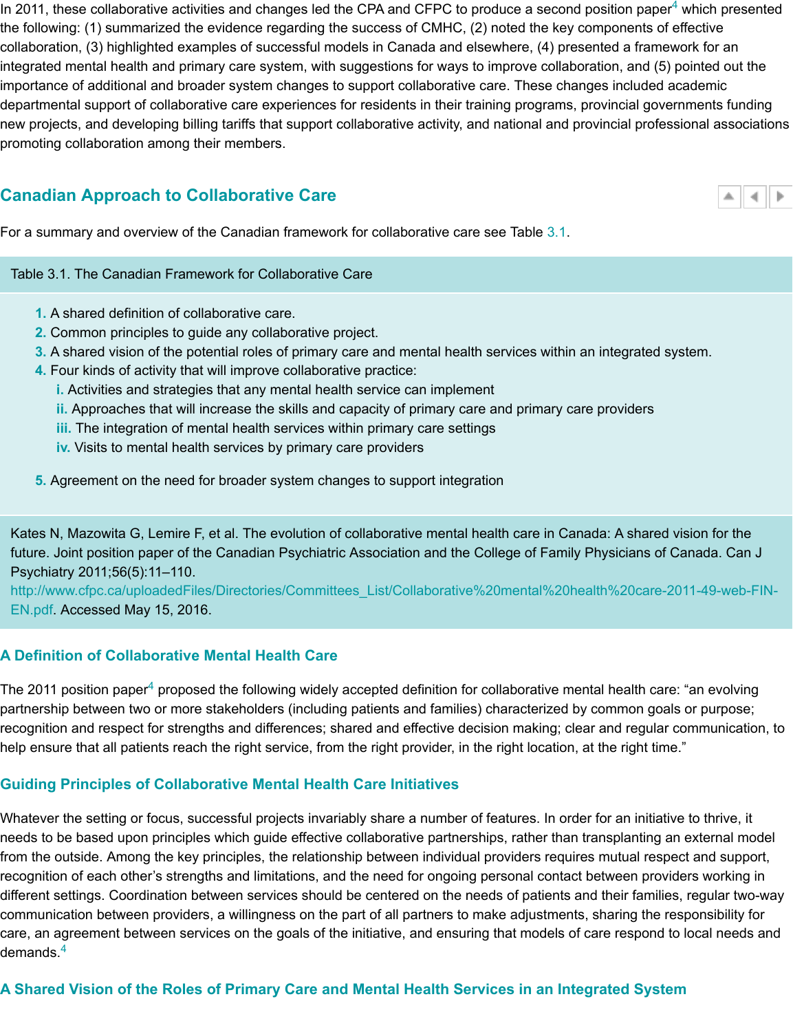In 2011, these collaborative activities and changes led the CPA and CFPC to produce a second position paper[4] which presented the following: (1) summarized the evidence regarding the success of CMHC, (2) noted the key components of effective collaboration, (3) highlighted examples of successful models in Canada and elsewhere, (4) presented a framework for an integrated mental health and primary care system, with suggestions for ways to improve collaboration, and (5) pointed out the importance of additional and broader system changes to support collaborative care. These changes included academic departmental support of collaborative care experiences for residents in their training programs, provincial governments funding new projects, and developing billing tariffs that support collaborative activity, and national and provincial professional associations promoting collaboration among their members.

## Canadian Approach to Collaborative Care

For a summary and overview of the Canadian framework for collaborative care see Table 3.1.

**Table 3.1. The Canadian Framework for Collaborative Care**

1. A shared definition of collaborative care.
2. Common principles to guide any collaborative project.
3. A shared vision of the potential roles of primary care and mental health services within an integrated system.
4. Four kinds of activity that will improve collaborative practice:
   i. Activities and strategies that any mental health service can implement
   ii. Approaches that will increase the skills and capacity of primary care and primary care providers
   iii. The integration of mental health services within primary care settings
   iv. Visits to mental health services by primary care providers
5. Agreement on the need for broader system changes to support integration

Kates N, Mazowita G, Lemire F, et al. The evolution of collaborative mental health care in Canada: A shared vision for the future. Joint position paper of the Canadian Psychiatric Association and the College of Family Physicians of Canada. Can J Psychiatry 2011;56(5):11–110. http://www.cfpc.ca/uploadedFiles/Directories/Committees_List/Collaborative%20mental%20health%20care-2011-49-web-FIN-EN.pdf. Accessed May 15, 2016.

### A Definition of Collaborative Mental Health Care

The 2011 position paper[4] proposed the following widely accepted definition for collaborative mental health care: "an evolving partnership between two or more stakeholders (including patients and families) characterized by common goals or purpose; recognition and respect for strengths and differences; shared and effective decision making; clear and regular communication, to help ensure that all patients reach the right service, from the right provider, in the right location, at the right time."

### Guiding Principles of Collaborative Mental Health Care Initiatives

Whatever the setting or focus, successful projects invariably share a number of features. In order for an initiative to thrive, it needs to be based upon principles which guide effective collaborative partnerships, rather than transplanting an external model from the outside. Among the key principles, the relationship between individual providers requires mutual respect and support, recognition of each other's strengths and limitations, and the need for ongoing personal contact between providers working in different settings. Coordination between services should be centered on the needs of patients and their families, regular two-way communication between providers, a willingness on the part of all partners to make adjustments, sharing the responsibility for care, an agreement between services on the goals of the initiative, and ensuring that models of care respond to local needs and demands.[4]

### A Shared Vision of the Roles of Primary Care and Mental Health Services in an Integrated System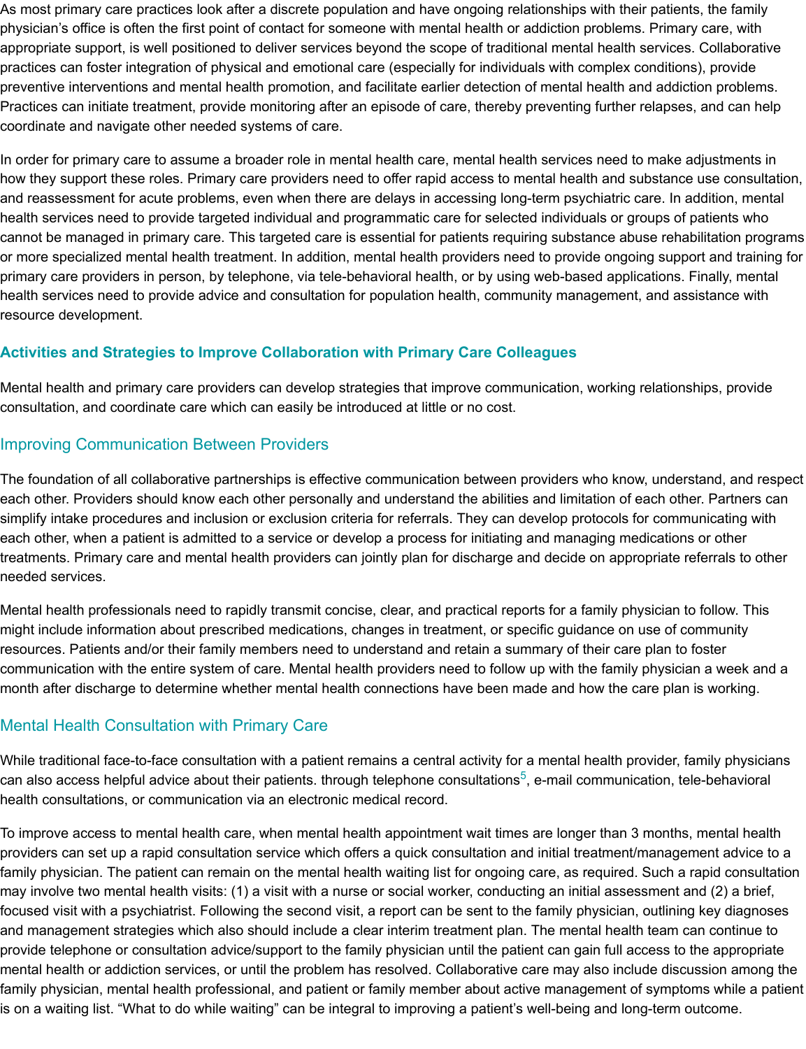As most primary care practices look after a discrete population and have ongoing relationships with their patients, the family physician's office is often the first point of contact for someone with mental health or addiction problems. Primary care, with appropriate support, is well positioned to deliver services beyond the scope of traditional mental health services. Collaborative practices can foster integration of physical and emotional care (especially for individuals with complex conditions), provide preventive interventions and mental health promotion, and facilitate earlier detection of mental health and addiction problems. Practices can initiate treatment, provide monitoring after an episode of care, thereby preventing further relapses, and can help coordinate and navigate other needed systems of care.

In order for primary care to assume a broader role in mental health care, mental health services need to make adjustments in how they support these roles. Primary care providers need to offer rapid access to mental health and substance use consultation, and reassessment for acute problems, even when there are delays in accessing long-term psychiatric care. In addition, mental health services need to provide targeted individual and programmatic care for selected individuals or groups of patients who cannot be managed in primary care. This targeted care is essential for patients requiring substance abuse rehabilitation programs or more specialized mental health treatment. In addition, mental health providers need to provide ongoing support and training for primary care providers in person, by telephone, via tele-behavioral health, or by using web-based applications. Finally, mental health services need to provide advice and consultation for population health, community management, and assistance with resource development.

## Activities and Strategies to Improve Collaboration with Primary Care Colleagues

Mental health and primary care providers can develop strategies that improve communication, working relationships, provide consultation, and coordinate care which can easily be introduced at little or no cost.

### Improving Communication Between Providers

The foundation of all collaborative partnerships is effective communication between providers who know, understand, and respect each other. Providers should know each other personally and understand the abilities and limitation of each other. Partners can simplify intake procedures and inclusion or exclusion criteria for referrals. They can develop protocols for communicating with each other, when a patient is admitted to a service or develop a process for initiating and managing medications or other treatments. Primary care and mental health providers can jointly plan for discharge and decide on appropriate referrals to other needed services.

Mental health professionals need to rapidly transmit concise, clear, and practical reports for a family physician to follow. This might include information about prescribed medications, changes in treatment, or specific guidance on use of community resources. Patients and/or their family members need to understand and retain a summary of their care plan to foster communication with the entire system of care. Mental health providers need to follow up with the family physician a week and a month after discharge to determine whether mental health connections have been made and how the care plan is working.

### Mental Health Consultation with Primary Care

While traditional face-to-face consultation with a patient remains a central activity for a mental health provider, family physicians can also access helpful advice about their patients. through telephone consultations[5], e-mail communication, tele-behavioral health consultations, or communication via an electronic medical record.

To improve access to mental health care, when mental health appointment wait times are longer than 3 months, mental health providers can set up a rapid consultation service which offers a quick consultation and initial treatment/management advice to a family physician. The patient can remain on the mental health waiting list for ongoing care, as required. Such a rapid consultation may involve two mental health visits: (1) a visit with a nurse or social worker, conducting an initial assessment and (2) a brief, focused visit with a psychiatrist. Following the second visit, a report can be sent to the family physician, outlining key diagnoses and management strategies which also should include a clear interim treatment plan. The mental health team can continue to provide telephone or consultation advice/support to the family physician until the patient can gain full access to the appropriate mental health or addiction services, or until the problem has resolved. Collaborative care may also include discussion among the family physician, mental health professional, and patient or family member about active management of symptoms while a patient is on a waiting list. "What to do while waiting" can be integral to improving a patient's well-being and long-term outcome.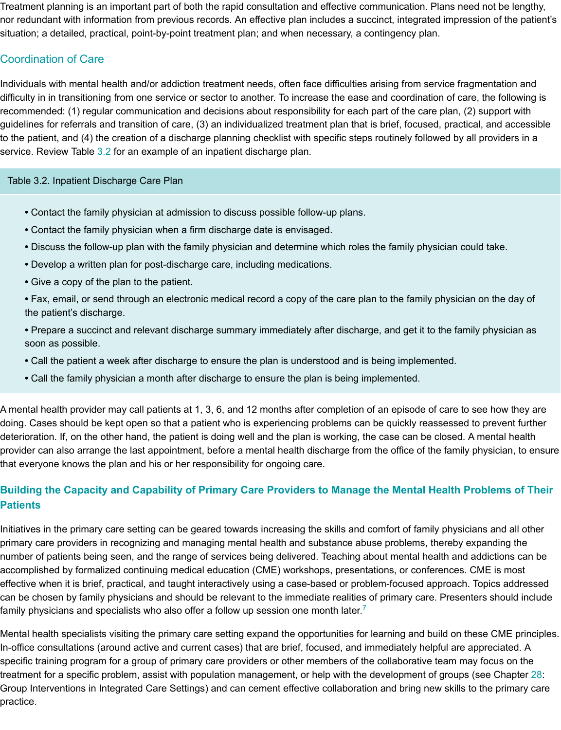Treatment planning is an important part of both the rapid consultation and effective communication. Plans need not be lengthy, nor redundant with information from previous records. An effective plan includes a succinct, integrated impression of the patient's situation; a detailed, practical, point-by-point treatment plan; and when necessary, a contingency plan.

## Coordination of Care

Individuals with mental health and/or addiction treatment needs, often face difficulties arising from service fragmentation and difficulty in in transitioning from one service or sector to another. To increase the ease and coordination of care, the following is recommended: (1) regular communication and decisions about responsibility for each part of the care plan, (2) support with guidelines for referrals and transition of care, (3) an individualized treatment plan that is brief, focused, practical, and accessible to the patient, and (4) the creation of a discharge planning checklist with specific steps routinely followed by all providers in a service. Review Table 3.2 for an example of an inpatient discharge plan.

**Table 3.2. Inpatient Discharge Care Plan**

- Contact the family physician at admission to discuss possible follow-up plans.
- Contact the family physician when a firm discharge date is envisaged.
- Discuss the follow-up plan with the family physician and determine which roles the family physician could take.
- Develop a written plan for post-discharge care, including medications.
- Give a copy of the plan to the patient.
- Fax, email, or send through an electronic medical record a copy of the care plan to the family physician on the day of the patient's discharge.
- Prepare a succinct and relevant discharge summary immediately after discharge, and get it to the family physician as soon as possible.
- Call the patient a week after discharge to ensure the plan is understood and is being implemented.
- Call the family physician a month after discharge to ensure the plan is being implemented.

A mental health provider may call patients at 1, 3, 6, and 12 months after completion of an episode of care to see how they are doing. Cases should be kept open so that a patient who is experiencing problems can be quickly reassessed to prevent further deterioration. If, on the other hand, the patient is doing well and the plan is working, the case can be closed. A mental health provider can also arrange the last appointment, before a mental health discharge from the office of the family physician, to ensure that everyone knows the plan and his or her responsibility for ongoing care.

## Building the Capacity and Capability of Primary Care Providers to Manage the Mental Health Problems of Their Patients

Initiatives in the primary care setting can be geared towards increasing the skills and comfort of family physicians and all other primary care providers in recognizing and managing mental health and substance abuse problems, thereby expanding the number of patients being seen, and the range of services being delivered. Teaching about mental health and addictions can be accomplished by formalized continuing medical education (CME) workshops, presentations, or conferences. CME is most effective when it is brief, practical, and taught interactively using a case-based or problem-focused approach. Topics addressed can be chosen by family physicians and should be relevant to the immediate realities of primary care. Presenters should include family physicians and specialists who also offer a follow up session one month later.[7]

Mental health specialists visiting the primary care setting expand the opportunities for learning and build on these CME principles. In-office consultations (around active and current cases) that are brief, focused, and immediately helpful are appreciated. A specific training program for a group of primary care providers or other members of the collaborative team may focus on the treatment for a specific problem, assist with population management, or help with the development of groups (see Chapter 28: Group Interventions in Integrated Care Settings) and can cement effective collaboration and bring new skills to the primary care practice.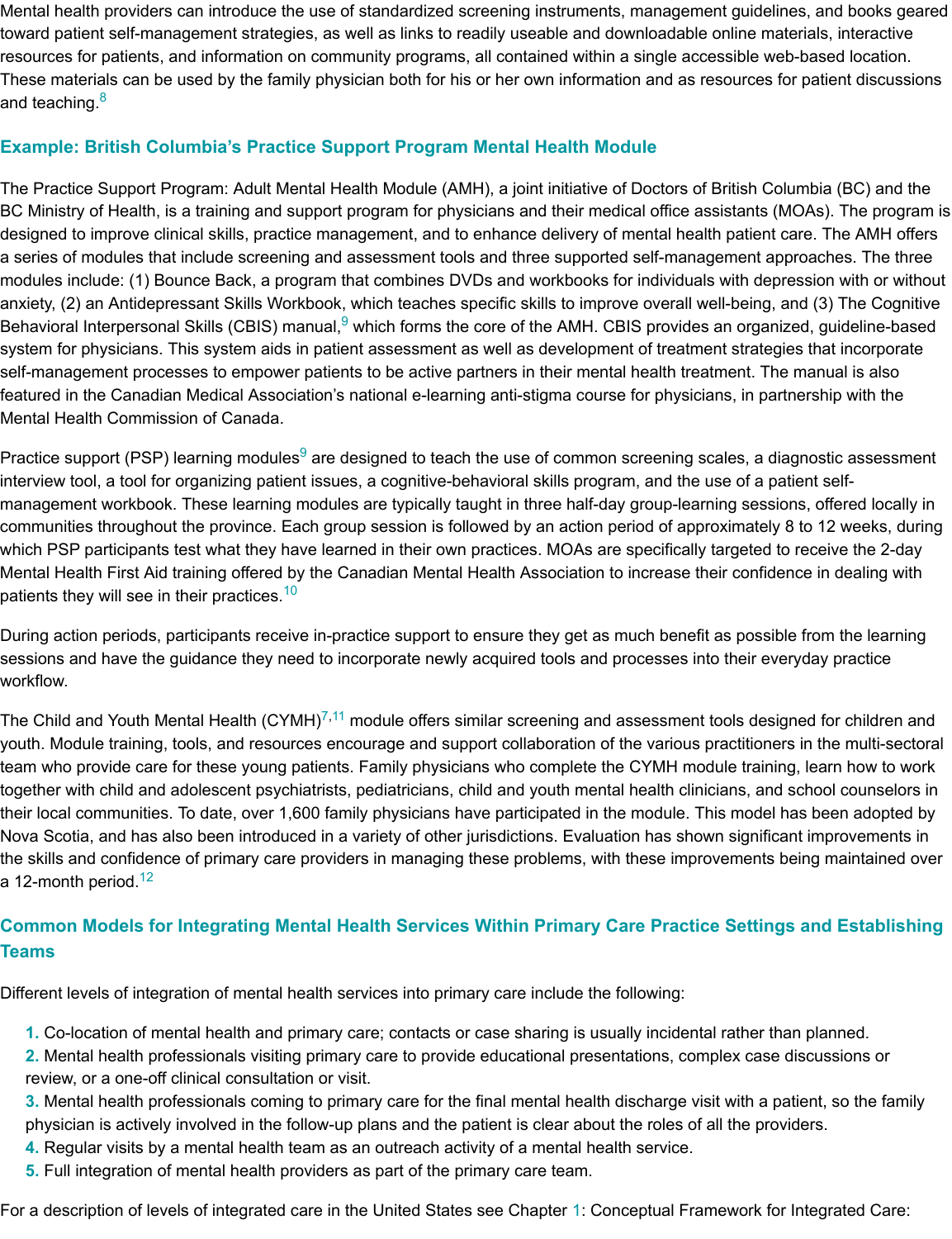Mental health providers can introduce the use of standardized screening instruments, management guidelines, and books geared toward patient self-management strategies, as well as links to readily useable and downloadable online materials, interactive resources for patients, and information on community programs, all contained within a single accessible web-based location. These materials can be used by the family physician both for his or her own information and as resources for patient discussions and teaching.[8]

### Example: British Columbia's Practice Support Program Mental Health Module

The Practice Support Program: Adult Mental Health Module (AMH), a joint initiative of Doctors of British Columbia (BC) and the BC Ministry of Health, is a training and support program for physicians and their medical office assistants (MOAs). The program is designed to improve clinical skills, practice management, and to enhance delivery of mental health patient care. The AMH offers a series of modules that include screening and assessment tools and three supported self-management approaches. The three modules include: (1) Bounce Back, a program that combines DVDs and workbooks for individuals with depression with or without anxiety, (2) an Antidepressant Skills Workbook, which teaches specific skills to improve overall well-being, and (3) The Cognitive Behavioral Interpersonal Skills (CBIS) manual,[9] which forms the core of the AMH. CBIS provides an organized, guideline-based system for physicians. This system aids in patient assessment as well as development of treatment strategies that incorporate self-management processes to empower patients to be active partners in their mental health treatment. The manual is also featured in the Canadian Medical Association's national e-learning anti-stigma course for physicians, in partnership with the Mental Health Commission of Canada.

Practice support (PSP) learning modules[9] are designed to teach the use of common screening scales, a diagnostic assessment interview tool, a tool for organizing patient issues, a cognitive-behavioral skills program, and the use of a patient self-management workbook. These learning modules are typically taught in three half-day group-learning sessions, offered locally in communities throughout the province. Each group session is followed by an action period of approximately 8 to 12 weeks, during which PSP participants test what they have learned in their own practices. MOAs are specifically targeted to receive the 2-day Mental Health First Aid training offered by the Canadian Mental Health Association to increase their confidence in dealing with patients they will see in their practices.[10]

During action periods, participants receive in-practice support to ensure they get as much benefit as possible from the learning sessions and have the guidance they need to incorporate newly acquired tools and processes into their everyday practice workflow.

The Child and Youth Mental Health (CYMH)[7,11] module offers similar screening and assessment tools designed for children and youth. Module training, tools, and resources encourage and support collaboration of the various practitioners in the multi-sectoral team who provide care for these young patients. Family physicians who complete the CYMH module training, learn how to work together with child and adolescent psychiatrists, pediatricians, child and youth mental health clinicians, and school counselors in their local communities. To date, over 1,600 family physicians have participated in the module. This model has been adopted by Nova Scotia, and has also been introduced in a variety of other jurisdictions. Evaluation has shown significant improvements in the skills and confidence of primary care providers in managing these problems, with these improvements being maintained over a 12-month period.[12]

### Common Models for Integrating Mental Health Services Within Primary Care Practice Settings and Establishing Teams

Different levels of integration of mental health services into primary care include the following:

1. Co-location of mental health and primary care; contacts or case sharing is usually incidental rather than planned.
2. Mental health professionals visiting primary care to provide educational presentations, complex case discussions or review, or a one-off clinical consultation or visit.
3. Mental health professionals coming to primary care for the final mental health discharge visit with a patient, so the family physician is actively involved in the follow-up plans and the patient is clear about the roles of all the providers.
4. Regular visits by a mental health team as an outreach activity of a mental health service.
5. Full integration of mental health providers as part of the primary care team.

For a description of levels of integrated care in the United States see Chapter 1: Conceptual Framework for Integrated Care: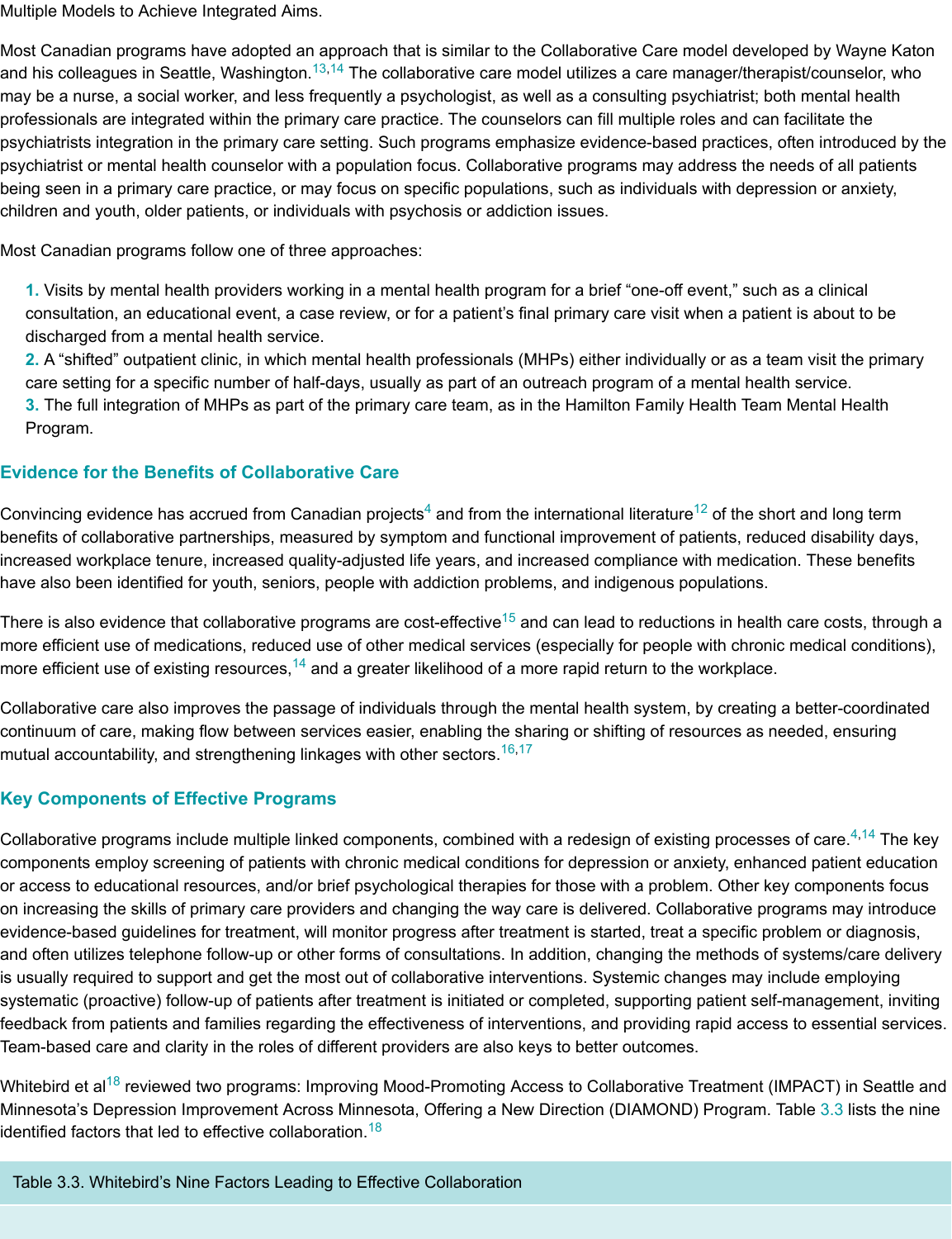Multiple Models to Achieve Integrated Aims.

Most Canadian programs have adopted an approach that is similar to the Collaborative Care model developed by Wayne Katon and his colleagues in Seattle, Washington.[13,14] The collaborative care model utilizes a care manager/therapist/counselor, who may be a nurse, a social worker, and less frequently a psychologist, as well as a consulting psychiatrist; both mental health professionals are integrated within the primary care practice. The counselors can fill multiple roles and can facilitate the psychiatrists integration in the primary care setting. Such programs emphasize evidence-based practices, often introduced by the psychiatrist or mental health counselor with a population focus. Collaborative programs may address the needs of all patients being seen in a primary care practice, or may focus on specific populations, such as individuals with depression or anxiety, children and youth, older patients, or individuals with psychosis or addiction issues.

Most Canadian programs follow one of three approaches:

1. Visits by mental health providers working in a mental health program for a brief "one-off event," such as a clinical consultation, an educational event, a case review, or for a patient's final primary care visit when a patient is about to be discharged from a mental health service.
2. A "shifted" outpatient clinic, in which mental health professionals (MHPs) either individually or as a team visit the primary care setting for a specific number of half-days, usually as part of an outreach program of a mental health service.
3. The full integration of MHPs as part of the primary care team, as in the Hamilton Family Health Team Mental Health Program.

## Evidence for the Benefits of Collaborative Care

Convincing evidence has accrued from Canadian projects[4] and from the international literature[12] of the short and long term benefits of collaborative partnerships, measured by symptom and functional improvement of patients, reduced disability days, increased workplace tenure, increased quality-adjusted life years, and increased compliance with medication. These benefits have also been identified for youth, seniors, people with addiction problems, and indigenous populations.

There is also evidence that collaborative programs are cost-effective[15] and can lead to reductions in health care costs, through a more efficient use of medications, reduced use of other medical services (especially for people with chronic medical conditions), more efficient use of existing resources,[14] and a greater likelihood of a more rapid return to the workplace.

Collaborative care also improves the passage of individuals through the mental health system, by creating a better-coordinated continuum of care, making flow between services easier, enabling the sharing or shifting of resources as needed, ensuring mutual accountability, and strengthening linkages with other sectors.[16,17]

## Key Components of Effective Programs

Collaborative programs include multiple linked components, combined with a redesign of existing processes of care.[4,14] The key components employ screening of patients with chronic medical conditions for depression or anxiety, enhanced patient education or access to educational resources, and/or brief psychological therapies for those with a problem. Other key components focus on increasing the skills of primary care providers and changing the way care is delivered. Collaborative programs may introduce evidence-based guidelines for treatment, will monitor progress after treatment is started, treat a specific problem or diagnosis, and often utilizes telephone follow-up or other forms of consultations. In addition, changing the methods of systems/care delivery is usually required to support and get the most out of collaborative interventions. Systemic changes may include employing systematic (proactive) follow-up of patients after treatment is initiated or completed, supporting patient self-management, inviting feedback from patients and families regarding the effectiveness of interventions, and providing rapid access to essential services. Team-based care and clarity in the roles of different providers are also keys to better outcomes.

Whitebird et al[18] reviewed two programs: Improving Mood-Promoting Access to Collaborative Treatment (IMPACT) in Seattle and Minnesota's Depression Improvement Across Minnesota, Offering a New Direction (DIAMOND) Program. Table 3.3 lists the nine identified factors that led to effective collaboration.[18]

Table 3.3. Whitebird's Nine Factors Leading to Effective Collaboration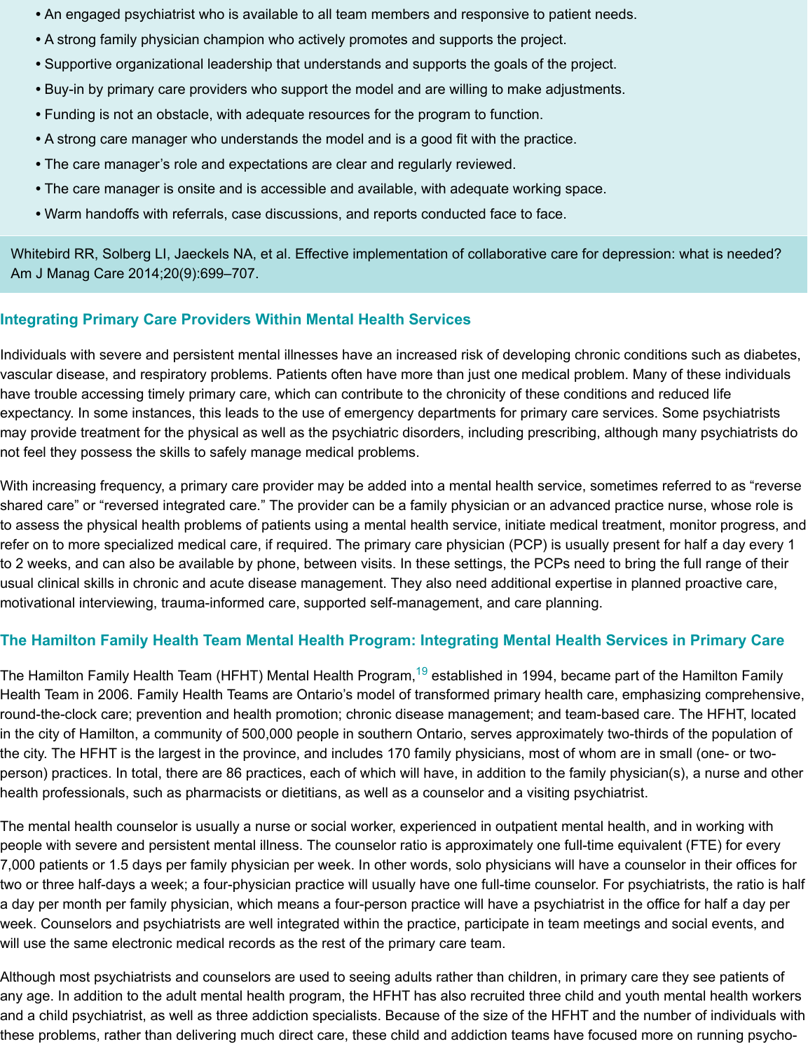- An engaged psychiatrist who is available to all team members and responsive to patient needs.
- A strong family physician champion who actively promotes and supports the project.
- Supportive organizational leadership that understands and supports the goals of the project.
- Buy-in by primary care providers who support the model and are willing to make adjustments.
- Funding is not an obstacle, with adequate resources for the program to function.
- A strong care manager who understands the model and is a good fit with the practice.
- The care manager's role and expectations are clear and regularly reviewed.
- The care manager is onsite and is accessible and available, with adequate working space.
- Warm handoffs with referrals, case discussions, and reports conducted face to face.

Whitebird RR, Solberg LI, Jaeckels NA, et al. Effective implementation of collaborative care for depression: what is needed? Am J Manag Care 2014;20(9):699–707.

## Integrating Primary Care Providers Within Mental Health Services

Individuals with severe and persistent mental illnesses have an increased risk of developing chronic conditions such as diabetes, vascular disease, and respiratory problems. Patients often have more than just one medical problem. Many of these individuals have trouble accessing timely primary care, which can contribute to the chronicity of these conditions and reduced life expectancy. In some instances, this leads to the use of emergency departments for primary care services. Some psychiatrists may provide treatment for the physical as well as the psychiatric disorders, including prescribing, although many psychiatrists do not feel they possess the skills to safely manage medical problems.

With increasing frequency, a primary care provider may be added into a mental health service, sometimes referred to as "reverse shared care" or "reversed integrated care." The provider can be a family physician or an advanced practice nurse, whose role is to assess the physical health problems of patients using a mental health service, initiate medical treatment, monitor progress, and refer on to more specialized medical care, if required. The primary care physician (PCP) is usually present for half a day every 1 to 2 weeks, and can also be available by phone, between visits. In these settings, the PCPs need to bring the full range of their usual clinical skills in chronic and acute disease management. They also need additional expertise in planned proactive care, motivational interviewing, trauma-informed care, supported self-management, and care planning.

## The Hamilton Family Health Team Mental Health Program: Integrating Mental Health Services in Primary Care

The Hamilton Family Health Team (HFHT) Mental Health Program,[19] established in 1994, became part of the Hamilton Family Health Team in 2006. Family Health Teams are Ontario's model of transformed primary health care, emphasizing comprehensive, round-the-clock care; prevention and health promotion; chronic disease management; and team-based care. The HFHT, located in the city of Hamilton, a community of 500,000 people in southern Ontario, serves approximately two-thirds of the population of the city. The HFHT is the largest in the province, and includes 170 family physicians, most of whom are in small (one- or two-person) practices. In total, there are 86 practices, each of which will have, in addition to the family physician(s), a nurse and other health professionals, such as pharmacists or dietitians, as well as a counselor and a visiting psychiatrist.

The mental health counselor is usually a nurse or social worker, experienced in outpatient mental health, and in working with people with severe and persistent mental illness. The counselor ratio is approximately one full-time equivalent (FTE) for every 7,000 patients or 1.5 days per family physician per week. In other words, solo physicians will have a counselor in their offices for two or three half-days a week; a four-physician practice will usually have one full-time counselor. For psychiatrists, the ratio is half a day per month per family physician, which means a four-person practice will have a psychiatrist in the office for half a day per week. Counselors and psychiatrists are well integrated within the practice, participate in team meetings and social events, and will use the same electronic medical records as the rest of the primary care team.

Although most psychiatrists and counselors are used to seeing adults rather than children, in primary care they see patients of any age. In addition to the adult mental health program, the HFHT has also recruited three child and youth mental health workers and a child psychiatrist, as well as three addiction specialists. Because of the size of the HFHT and the number of individuals with these problems, rather than delivering much direct care, these child and addiction teams have focused more on running psycho-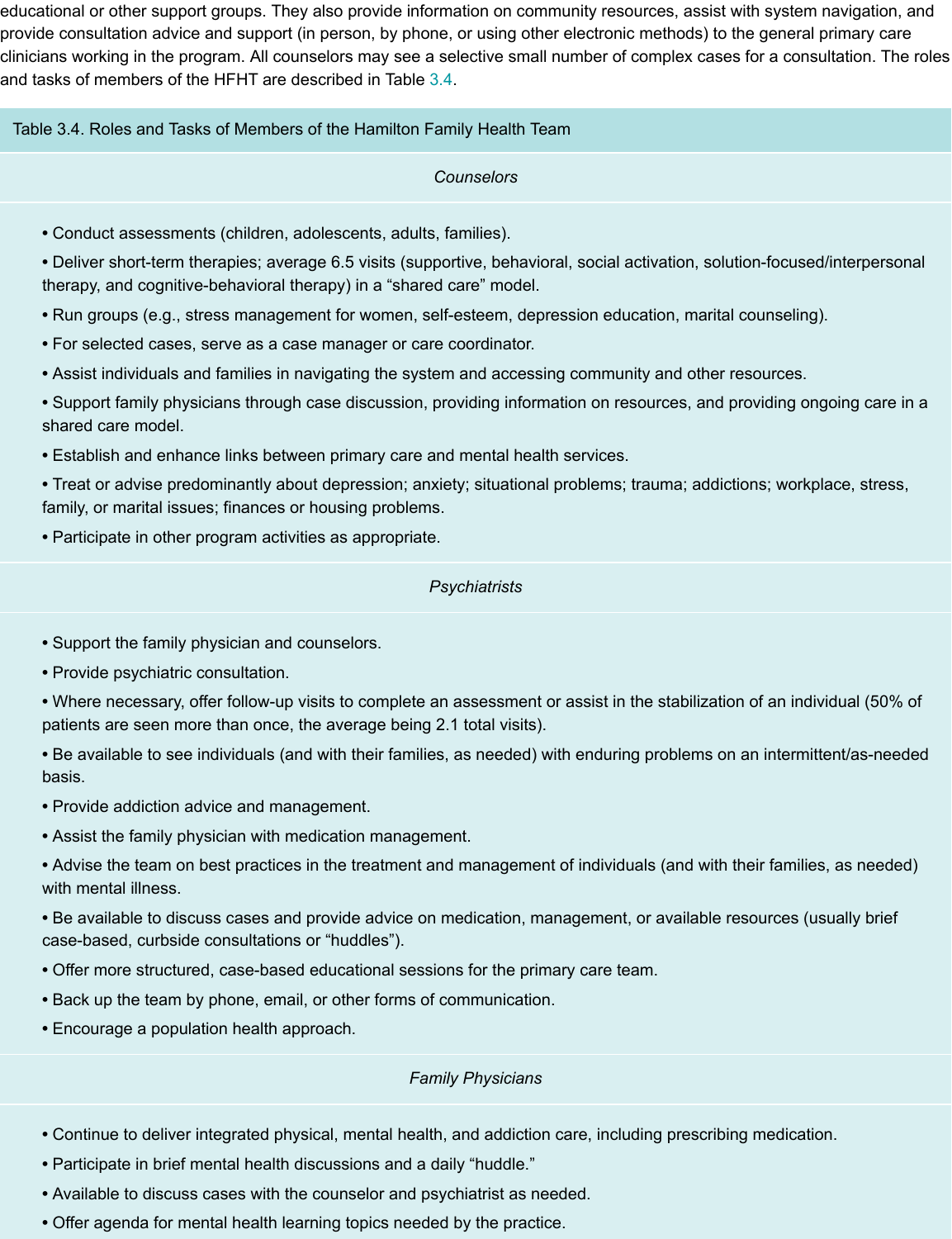educational or other support groups. They also provide information on community resources, assist with system navigation, and provide consultation advice and support (in person, by phone, or using other electronic methods) to the general primary care clinicians working in the program. All counselors may see a selective small number of complex cases for a consultation. The roles and tasks of members of the HFHT are described in Table 3.4.

Table 3.4. Roles and Tasks of Members of the Hamilton Family Health Team

*Counselors*

- Conduct assessments (children, adolescents, adults, families).
- Deliver short-term therapies; average 6.5 visits (supportive, behavioral, social activation, solution-focused/interpersonal therapy, and cognitive-behavioral therapy) in a "shared care" model.
- Run groups (e.g., stress management for women, self-esteem, depression education, marital counseling).
- For selected cases, serve as a case manager or care coordinator.
- Assist individuals and families in navigating the system and accessing community and other resources.
- Support family physicians through case discussion, providing information on resources, and providing ongoing care in a shared care model.
- Establish and enhance links between primary care and mental health services.
- Treat or advise predominantly about depression; anxiety; situational problems; trauma; addictions; workplace, stress, family, or marital issues; finances or housing problems.
- Participate in other program activities as appropriate.

*Psychiatrists*

- Support the family physician and counselors.
- Provide psychiatric consultation.
- Where necessary, offer follow-up visits to complete an assessment or assist in the stabilization of an individual (50% of patients are seen more than once, the average being 2.1 total visits).
- Be available to see individuals (and with their families, as needed) with enduring problems on an intermittent/as-needed basis.
- Provide addiction advice and management.
- Assist the family physician with medication management.
- Advise the team on best practices in the treatment and management of individuals (and with their families, as needed) with mental illness.
- Be available to discuss cases and provide advice on medication, management, or available resources (usually brief case-based, curbside consultations or "huddles").
- Offer more structured, case-based educational sessions for the primary care team.
- Back up the team by phone, email, or other forms of communication.
- Encourage a population health approach.

*Family Physicians*

- Continue to deliver integrated physical, mental health, and addiction care, including prescribing medication.
- Participate in brief mental health discussions and a daily "huddle."
- Available to discuss cases with the counselor and psychiatrist as needed.
- Offer agenda for mental health learning topics needed by the practice.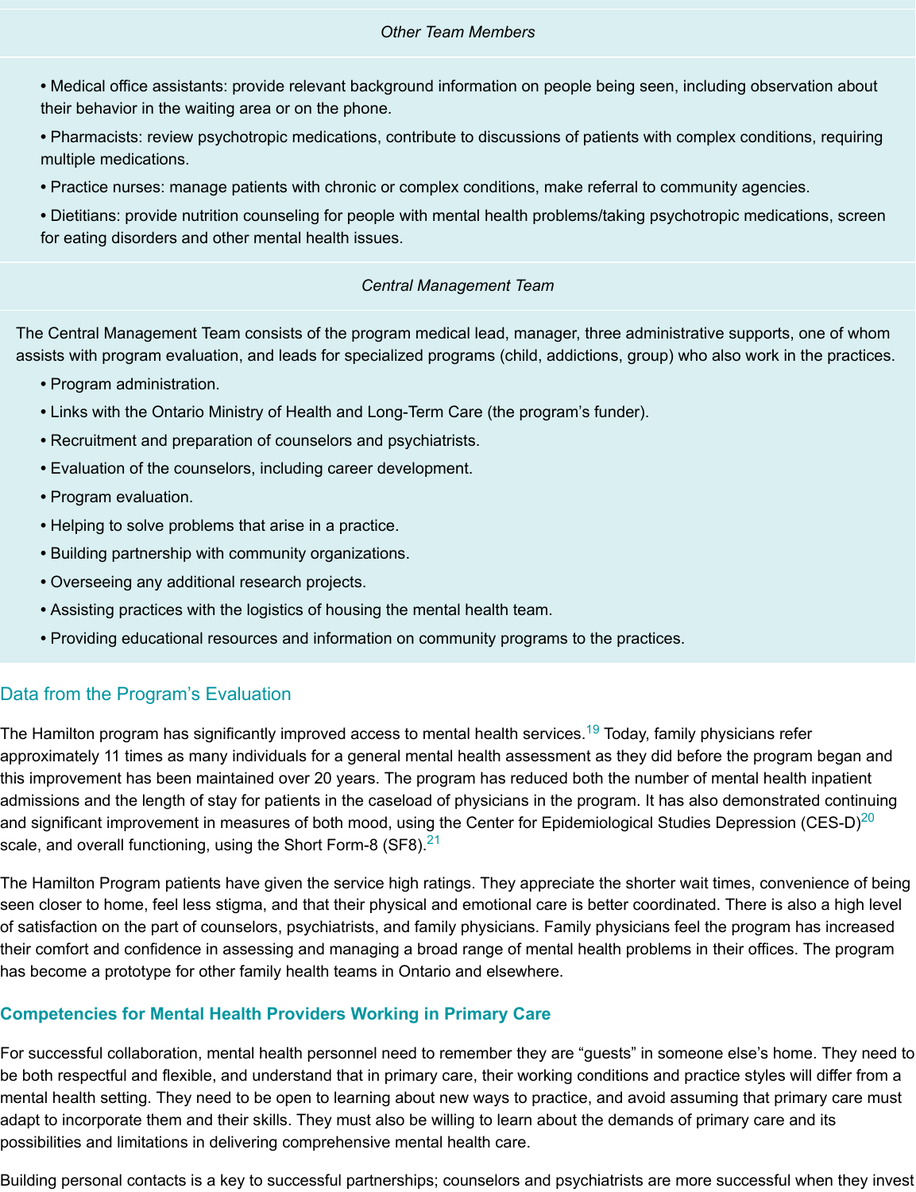*Other Team Members*

- Medical office assistants: provide relevant background information on people being seen, including observation about their behavior in the waiting area or on the phone.
- Pharmacists: review psychotropic medications, contribute to discussions of patients with complex conditions, requiring multiple medications.
- Practice nurses: manage patients with chronic or complex conditions, make referral to community agencies.
- Dietitians: provide nutrition counseling for people with mental health problems/taking psychotropic medications, screen for eating disorders and other mental health issues.

*Central Management Team*

The Central Management Team consists of the program medical lead, manager, three administrative supports, one of whom assists with program evaluation, and leads for specialized programs (child, addictions, group) who also work in the practices.

- Program administration.
- Links with the Ontario Ministry of Health and Long-Term Care (the program's funder).
- Recruitment and preparation of counselors and psychiatrists.
- Evaluation of the counselors, including career development.
- Program evaluation.
- Helping to solve problems that arise in a practice.
- Building partnership with community organizations.
- Overseeing any additional research projects.
- Assisting practices with the logistics of housing the mental health team.
- Providing educational resources and information on community programs to the practices.

## Data from the Program's Evaluation

The Hamilton program has significantly improved access to mental health services.[19] Today, family physicians refer approximately 11 times as many individuals for a general mental health assessment as they did before the program began and this improvement has been maintained over 20 years. The program has reduced both the number of mental health inpatient admissions and the length of stay for patients in the caseload of physicians in the program. It has also demonstrated continuing and significant improvement in measures of both mood, using the Center for Epidemiological Studies Depression (CES-D)[20] scale, and overall functioning, using the Short Form-8 (SF8).[21]

The Hamilton Program patients have given the service high ratings. They appreciate the shorter wait times, convenience of being seen closer to home, feel less stigma, and that their physical and emotional care is better coordinated. There is also a high level of satisfaction on the part of counselors, psychiatrists, and family physicians. Family physicians feel the program has increased their comfort and confidence in assessing and managing a broad range of mental health problems in their offices. The program has become a prototype for other family health teams in Ontario and elsewhere.

## Competencies for Mental Health Providers Working in Primary Care

For successful collaboration, mental health personnel need to remember they are "guests" in someone else's home. They need to be both respectful and flexible, and understand that in primary care, their working conditions and practice styles will differ from a mental health setting. They need to be open to learning about new ways to practice, and avoid assuming that primary care must adapt to incorporate them and their skills. They must also be willing to learn about the demands of primary care and its possibilities and limitations in delivering comprehensive mental health care.

Building personal contacts is a key to successful partnerships; counselors and psychiatrists are more successful when they invest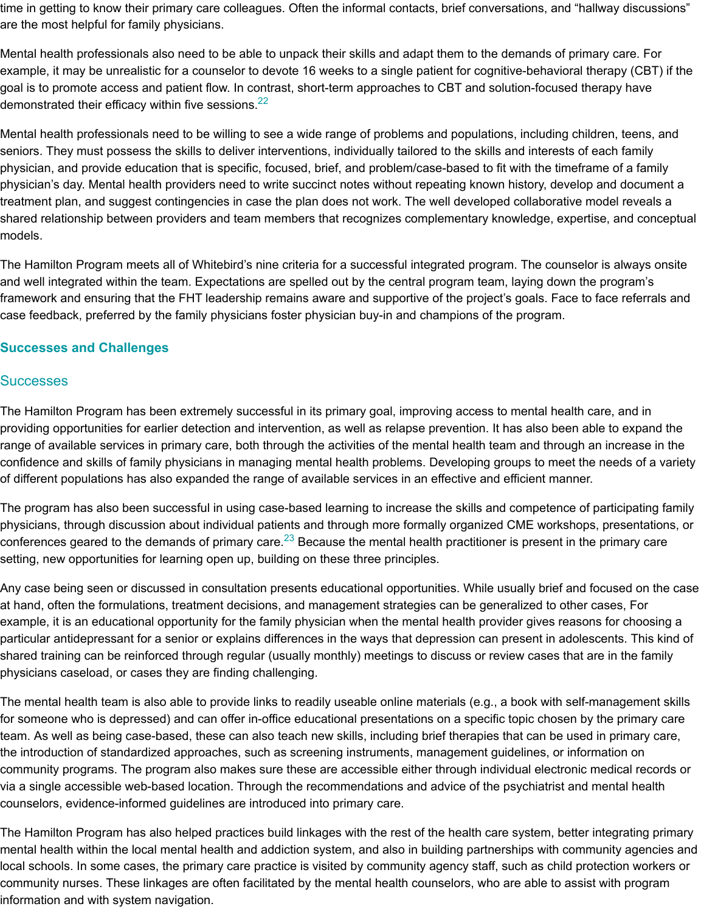time in getting to know their primary care colleagues. Often the informal contacts, brief conversations, and "hallway discussions" are the most helpful for family physicians.

Mental health professionals also need to be able to unpack their skills and adapt them to the demands of primary care. For example, it may be unrealistic for a counselor to devote 16 weeks to a single patient for cognitive-behavioral therapy (CBT) if the goal is to promote access and patient flow. In contrast, short-term approaches to CBT and solution-focused therapy have demonstrated their efficacy within five sessions.[22]

Mental health professionals need to be willing to see a wide range of problems and populations, including children, teens, and seniors. They must possess the skills to deliver interventions, individually tailored to the skills and interests of each family physician, and provide education that is specific, focused, brief, and problem/case-based to fit with the timeframe of a family physician's day. Mental health providers need to write succinct notes without repeating known history, develop and document a treatment plan, and suggest contingencies in case the plan does not work. The well developed collaborative model reveals a shared relationship between providers and team members that recognizes complementary knowledge, expertise, and conceptual models.

The Hamilton Program meets all of Whitebird's nine criteria for a successful integrated program. The counselor is always onsite and well integrated within the team. Expectations are spelled out by the central program team, laying down the program's framework and ensuring that the FHT leadership remains aware and supportive of the project's goals. Face to face referrals and case feedback, preferred by the family physicians foster physician buy-in and champions of the program.

## Successes and Challenges

### Successes

The Hamilton Program has been extremely successful in its primary goal, improving access to mental health care, and in providing opportunities for earlier detection and intervention, as well as relapse prevention. It has also been able to expand the range of available services in primary care, both through the activities of the mental health team and through an increase in the confidence and skills of family physicians in managing mental health problems. Developing groups to meet the needs of a variety of different populations has also expanded the range of available services in an effective and efficient manner.

The program has also been successful in using case-based learning to increase the skills and competence of participating family physicians, through discussion about individual patients and through more formally organized CME workshops, presentations, or conferences geared to the demands of primary care.[23] Because the mental health practitioner is present in the primary care setting, new opportunities for learning open up, building on these three principles.

Any case being seen or discussed in consultation presents educational opportunities. While usually brief and focused on the case at hand, often the formulations, treatment decisions, and management strategies can be generalized to other cases, For example, it is an educational opportunity for the family physician when the mental health provider gives reasons for choosing a particular antidepressant for a senior or explains differences in the ways that depression can present in adolescents. This kind of shared training can be reinforced through regular (usually monthly) meetings to discuss or review cases that are in the family physicians caseload, or cases they are finding challenging.

The mental health team is also able to provide links to readily useable online materials (e.g., a book with self-management skills for someone who is depressed) and can offer in-office educational presentations on a specific topic chosen by the primary care team. As well as being case-based, these can also teach new skills, including brief therapies that can be used in primary care, the introduction of standardized approaches, such as screening instruments, management guidelines, or information on community programs. The program also makes sure these are accessible either through individual electronic medical records or via a single accessible web-based location. Through the recommendations and advice of the psychiatrist and mental health counselors, evidence-informed guidelines are introduced into primary care.

The Hamilton Program has also helped practices build linkages with the rest of the health care system, better integrating primary mental health within the local mental health and addiction system, and also in building partnerships with community agencies and local schools. In some cases, the primary care practice is visited by community agency staff, such as child protection workers or community nurses. These linkages are often facilitated by the mental health counselors, who are able to assist with program information and with system navigation.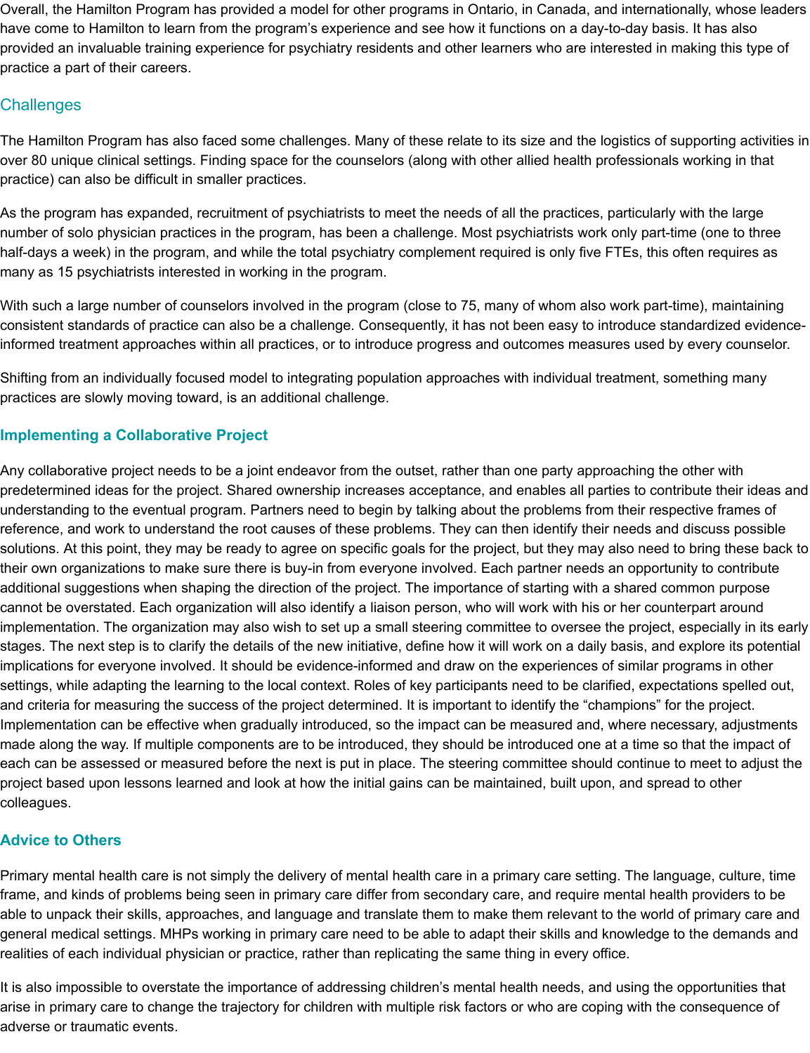Overall, the Hamilton Program has provided a model for other programs in Ontario, in Canada, and internationally, whose leaders have come to Hamilton to learn from the program's experience and see how it functions on a day-to-day basis. It has also provided an invaluable training experience for psychiatry residents and other learners who are interested in making this type of practice a part of their careers.

### Challenges

The Hamilton Program has also faced some challenges. Many of these relate to its size and the logistics of supporting activities in over 80 unique clinical settings. Finding space for the counselors (along with other allied health professionals working in that practice) can also be difficult in smaller practices.

As the program has expanded, recruitment of psychiatrists to meet the needs of all the practices, particularly with the large number of solo physician practices in the program, has been a challenge. Most psychiatrists work only part-time (one to three half-days a week) in the program, and while the total psychiatry complement required is only five FTEs, this often requires as many as 15 psychiatrists interested in working in the program.

With such a large number of counselors involved in the program (close to 75, many of whom also work part-time), maintaining consistent standards of practice can also be a challenge. Consequently, it has not been easy to introduce standardized evidence-informed treatment approaches within all practices, or to introduce progress and outcomes measures used by every counselor.

Shifting from an individually focused model to integrating population approaches with individual treatment, something many practices are slowly moving toward, is an additional challenge.

## Implementing a Collaborative Project

Any collaborative project needs to be a joint endeavor from the outset, rather than one party approaching the other with predetermined ideas for the project. Shared ownership increases acceptance, and enables all parties to contribute their ideas and understanding to the eventual program. Partners need to begin by talking about the problems from their respective frames of reference, and work to understand the root causes of these problems. They can then identify their needs and discuss possible solutions. At this point, they may be ready to agree on specific goals for the project, but they may also need to bring these back to their own organizations to make sure there is buy-in from everyone involved. Each partner needs an opportunity to contribute additional suggestions when shaping the direction of the project. The importance of starting with a shared common purpose cannot be overstated. Each organization will also identify a liaison person, who will work with his or her counterpart around implementation. The organization may also wish to set up a small steering committee to oversee the project, especially in its early stages. The next step is to clarify the details of the new initiative, define how it will work on a daily basis, and explore its potential implications for everyone involved. It should be evidence-informed and draw on the experiences of similar programs in other settings, while adapting the learning to the local context. Roles of key participants need to be clarified, expectations spelled out, and criteria for measuring the success of the project determined. It is important to identify the "champions" for the project. Implementation can be effective when gradually introduced, so the impact can be measured and, where necessary, adjustments made along the way. If multiple components are to be introduced, they should be introduced one at a time so that the impact of each can be assessed or measured before the next is put in place. The steering committee should continue to meet to adjust the project based upon lessons learned and look at how the initial gains can be maintained, built upon, and spread to other colleagues.

## Advice to Others

Primary mental health care is not simply the delivery of mental health care in a primary care setting. The language, culture, time frame, and kinds of problems being seen in primary care differ from secondary care, and require mental health providers to be able to unpack their skills, approaches, and language and translate them to make them relevant to the world of primary care and general medical settings. MHPs working in primary care need to be able to adapt their skills and knowledge to the demands and realities of each individual physician or practice, rather than replicating the same thing in every office.

It is also impossible to overstate the importance of addressing children's mental health needs, and using the opportunities that arise in primary care to change the trajectory for children with multiple risk factors or who are coping with the consequence of adverse or traumatic events.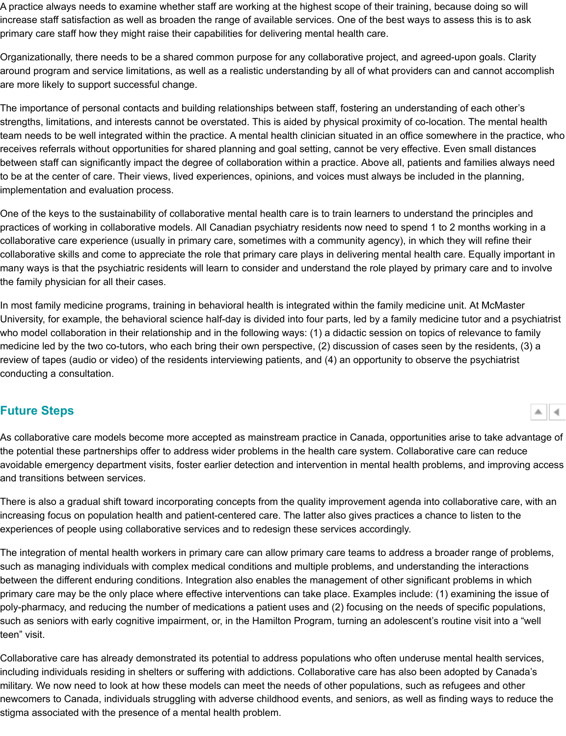A practice always needs to examine whether staff are working at the highest scope of their training, because doing so will increase staff satisfaction as well as broaden the range of available services. One of the best ways to assess this is to ask primary care staff how they might raise their capabilities for delivering mental health care.

Organizationally, there needs to be a shared common purpose for any collaborative project, and agreed-upon goals. Clarity around program and service limitations, as well as a realistic understanding by all of what providers can and cannot accomplish are more likely to support successful change.

The importance of personal contacts and building relationships between staff, fostering an understanding of each other's strengths, limitations, and interests cannot be overstated. This is aided by physical proximity of co-location. The mental health team needs to be well integrated within the practice. A mental health clinician situated in an office somewhere in the practice, who receives referrals without opportunities for shared planning and goal setting, cannot be very effective. Even small distances between staff can significantly impact the degree of collaboration within a practice. Above all, patients and families always need to be at the center of care. Their views, lived experiences, opinions, and voices must always be included in the planning, implementation and evaluation process.

One of the keys to the sustainability of collaborative mental health care is to train learners to understand the principles and practices of working in collaborative models. All Canadian psychiatry residents now need to spend 1 to 2 months working in a collaborative care experience (usually in primary care, sometimes with a community agency), in which they will refine their collaborative skills and come to appreciate the role that primary care plays in delivering mental health care. Equally important in many ways is that the psychiatric residents will learn to consider and understand the role played by primary care and to involve the family physician for all their cases.

In most family medicine programs, training in behavioral health is integrated within the family medicine unit. At McMaster University, for example, the behavioral science half-day is divided into four parts, led by a family medicine tutor and a psychiatrist who model collaboration in their relationship and in the following ways: (1) a didactic session on topics of relevance to family medicine led by the two co-tutors, who each bring their own perspective, (2) discussion of cases seen by the residents, (3) a review of tapes (audio or video) of the residents interviewing patients, and (4) an opportunity to observe the psychiatrist conducting a consultation.

## Future Steps

As collaborative care models become more accepted as mainstream practice in Canada, opportunities arise to take advantage of the potential these partnerships offer to address wider problems in the health care system. Collaborative care can reduce avoidable emergency department visits, foster earlier detection and intervention in mental health problems, and improving access and transitions between services.

There is also a gradual shift toward incorporating concepts from the quality improvement agenda into collaborative care, with an increasing focus on population health and patient-centered care. The latter also gives practices a chance to listen to the experiences of people using collaborative services and to redesign these services accordingly.

The integration of mental health workers in primary care can allow primary care teams to address a broader range of problems, such as managing individuals with complex medical conditions and multiple problems, and understanding the interactions between the different enduring conditions. Integration also enables the management of other significant problems in which primary care may be the only place where effective interventions can take place. Examples include: (1) examining the issue of poly-pharmacy, and reducing the number of medications a patient uses and (2) focusing on the needs of specific populations, such as seniors with early cognitive impairment, or, in the Hamilton Program, turning an adolescent's routine visit into a "well teen" visit.

Collaborative care has already demonstrated its potential to address populations who often underuse mental health services, including individuals residing in shelters or suffering with addictions. Collaborative care has also been adopted by Canada's military. We now need to look at how these models can meet the needs of other populations, such as refugees and other newcomers to Canada, individuals struggling with adverse childhood events, and seniors, as well as finding ways to reduce the stigma associated with the presence of a mental health problem.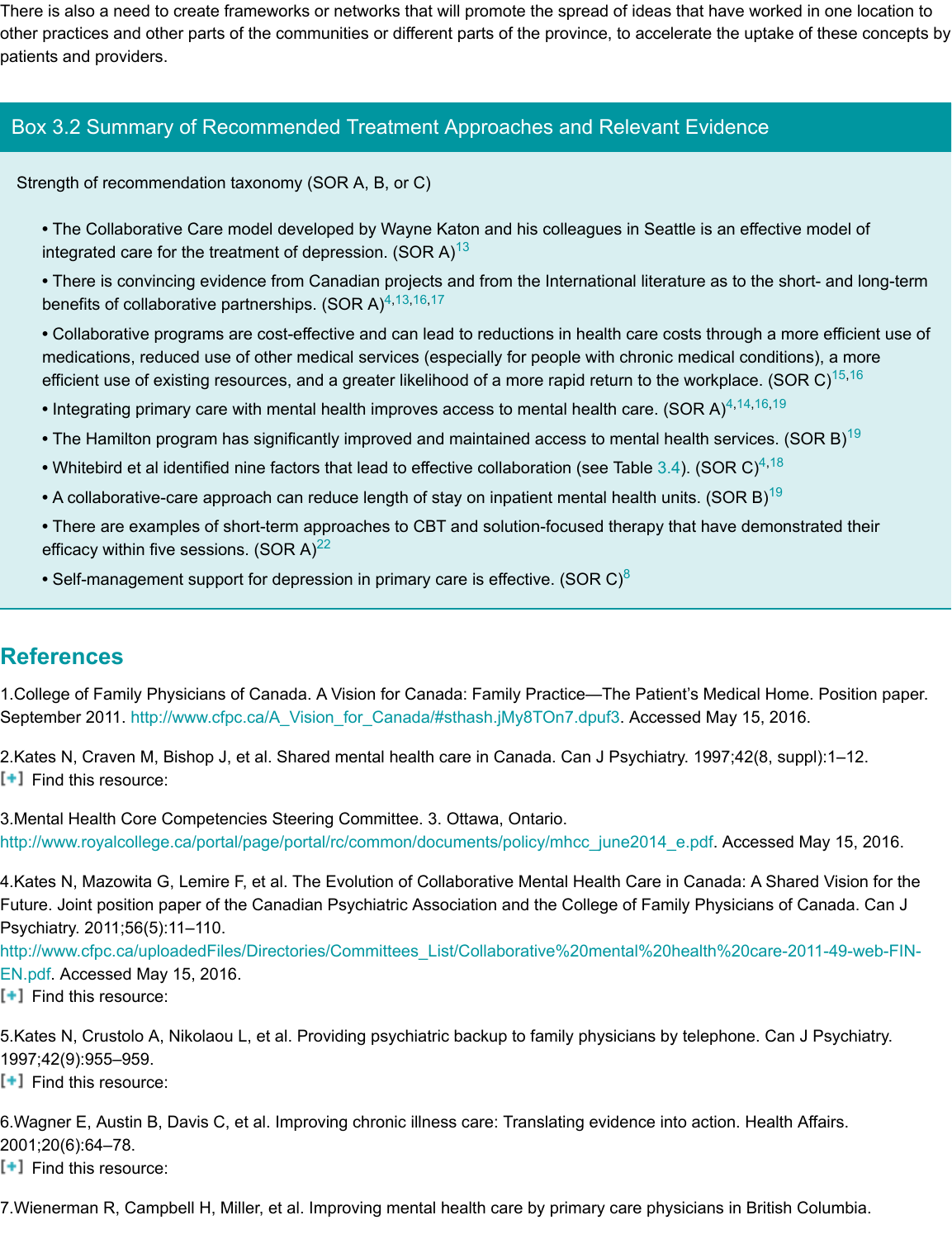There is also a need to create frameworks or networks that will promote the spread of ideas that have worked in one location to other practices and other parts of the communities or different parts of the province, to accelerate the uptake of these concepts by patients and providers.

## Box 3.2 Summary of Recommended Treatment Approaches and Relevant Evidence

Strength of recommendation taxonomy (SOR A, B, or C)

- The Collaborative Care model developed by Wayne Katon and his colleagues in Seattle is an effective model of integrated care for the treatment of depression. (SOR A)[13]
- There is convincing evidence from Canadian projects and from the International literature as to the short- and long-term benefits of collaborative partnerships. (SOR A)[4,13,16,17]
- Collaborative programs are cost-effective and can lead to reductions in health care costs through a more efficient use of medications, reduced use of other medical services (especially for people with chronic medical conditions), a more efficient use of existing resources, and a greater likelihood of a more rapid return to the workplace. (SOR C)[15,16]
- Integrating primary care with mental health improves access to mental health care. (SOR A)[4,14,16,19]
- The Hamilton program has significantly improved and maintained access to mental health services. (SOR B)[19]
- Whitebird et al identified nine factors that lead to effective collaboration (see Table 3.4). (SOR C)[4,18]
- A collaborative-care approach can reduce length of stay on inpatient mental health units. (SOR B)[19]
- There are examples of short-term approaches to CBT and solution-focused therapy that have demonstrated their efficacy within five sessions. (SOR A)[22]
- Self-management support for depression in primary care is effective. (SOR C)[8]

## References

1. College of Family Physicians of Canada. A Vision for Canada: Family Practice—The Patient's Medical Home. Position paper. September 2011. http://www.cfpc.ca/A_Vision_for_Canada/#sthash.jMy8TOn7.dpuf3. Accessed May 15, 2016.

2. Kates N, Craven M, Bishop J, et al. Shared mental health care in Canada. Can J Psychiatry. 1997;42(8, suppl):1–12.
[+] Find this resource:

3. Mental Health Core Competencies Steering Committee. 3. Ottawa, Ontario. http://www.royalcollege.ca/portal/page/portal/rc/common/documents/policy/mhcc_june2014_e.pdf. Accessed May 15, 2016.

4. Kates N, Mazowita G, Lemire F, et al. The Evolution of Collaborative Mental Health Care in Canada: A Shared Vision for the Future. Joint position paper of the Canadian Psychiatric Association and the College of Family Physicians of Canada. Can J Psychiatry. 2011;56(5):11–110. http://www.cfpc.ca/uploadedFiles/Directories/Committees_List/Collaborative%20mental%20health%20care-2011-49-web-FIN-EN.pdf. Accessed May 15, 2016.
[+] Find this resource:

5. Kates N, Crustolo A, Nikolaou L, et al. Providing psychiatric backup to family physicians by telephone. Can J Psychiatry. 1997;42(9):955–959.
[+] Find this resource:

6. Wagner E, Austin B, Davis C, et al. Improving chronic illness care: Translating evidence into action. Health Affairs. 2001;20(6):64–78.
[+] Find this resource:

7. Wienerman R, Campbell H, Miller, et al. Improving mental health care by primary care physicians in British Columbia.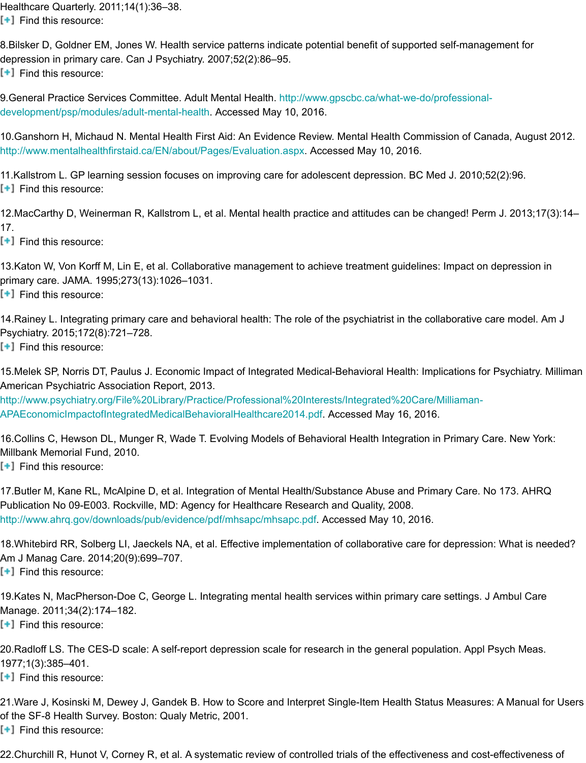Healthcare Quarterly. 2011;14(1):36–38.
[+] Find this resource:

8.Bilsker D, Goldner EM, Jones W. Health service patterns indicate potential benefit of supported self-management for depression in primary care. Can J Psychiatry. 2007;52(2):86–95.
[+] Find this resource:

9.General Practice Services Committee. Adult Mental Health. http://www.gpscbc.ca/what-we-do/professional-development/psp/modules/adult-mental-health. Accessed May 10, 2016.

10.Ganshorn H, Michaud N. Mental Health First Aid: An Evidence Review. Mental Health Commission of Canada, August 2012. http://www.mentalhealthfirstaid.ca/EN/about/Pages/Evaluation.aspx. Accessed May 10, 2016.

11.Kallstrom L. GP learning session focuses on improving care for adolescent depression. BC Med J. 2010;52(2):96.
[+] Find this resource:

12.MacCarthy D, Weinerman R, Kallstrom L, et al. Mental health practice and attitudes can be changed! Perm J. 2013;17(3):14–17.
[+] Find this resource:

13.Katon W, Von Korff M, Lin E, et al. Collaborative management to achieve treatment guidelines: Impact on depression in primary care. JAMA. 1995;273(13):1026–1031.
[+] Find this resource:

14.Rainey L. Integrating primary care and behavioral health: The role of the psychiatrist in the collaborative care model. Am J Psychiatry. 2015;172(8):721–728.
[+] Find this resource:

15.Melek SP, Norris DT, Paulus J. Economic Impact of Integrated Medical-Behavioral Health: Implications for Psychiatry. Milliman American Psychiatric Association Report, 2013. http://www.psychiatry.org/File%20Library/Practice/Professional%20Interests/Integrated%20Care/Milliaman-APAEconomicImpactofIntegratedMedicalBehavioralHealthcare2014.pdf. Accessed May 16, 2016.

16.Collins C, Hewson DL, Munger R, Wade T. Evolving Models of Behavioral Health Integration in Primary Care. New York: Millbank Memorial Fund, 2010.
[+] Find this resource:

17.Butler M, Kane RL, McAlpine D, et al. Integration of Mental Health/Substance Abuse and Primary Care. No 173. AHRQ Publication No 09-E003. Rockville, MD: Agency for Healthcare Research and Quality, 2008. http://www.ahrq.gov/downloads/pub/evidence/pdf/mhsapc/mhsapc.pdf. Accessed May 10, 2016.

18.Whitebird RR, Solberg LI, Jaeckels NA, et al. Effective implementation of collaborative care for depression: What is needed? Am J Manag Care. 2014;20(9):699–707.
[+] Find this resource:

19.Kates N, MacPherson-Doe C, George L. Integrating mental health services within primary care settings. J Ambul Care Manage. 2011;34(2):174–182.
[+] Find this resource:

20.Radloff LS. The CES-D scale: A self-report depression scale for research in the general population. Appl Psych Meas. 1977;1(3):385–401.
[+] Find this resource:

21.Ware J, Kosinski M, Dewey J, Gandek B. How to Score and Interpret Single-Item Health Status Measures: A Manual for Users of the SF-8 Health Survey. Boston: Qualy Metric, 2001.
[+] Find this resource:

22.Churchill R, Hunot V, Corney R, et al. A systematic review of controlled trials of the effectiveness and cost-effectiveness of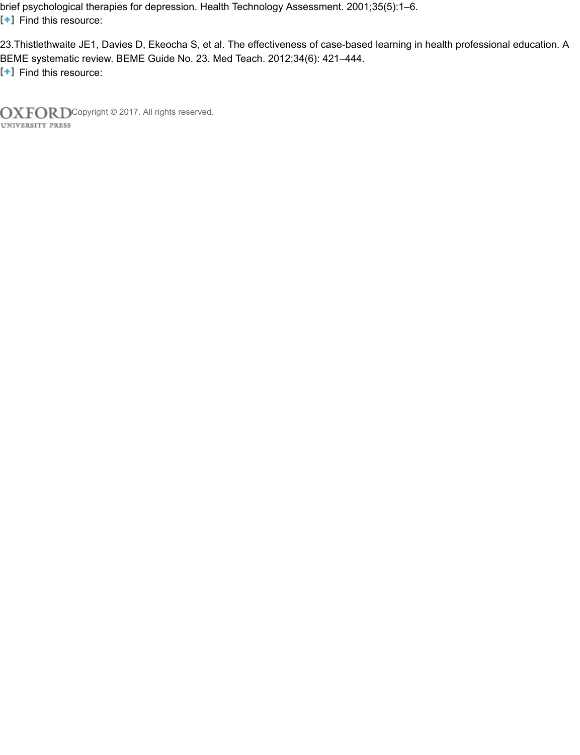brief psychological therapies for depression. Health Technology Assessment. 2001;35(5):1–6.
[+] Find this resource:

23.Thistlethwaite JE1, Davies D, Ekeocha S, et al. The effectiveness of case-based learning in health professional education. A BEME systematic review. BEME Guide No. 23. Med Teach. 2012;34(6): 421–444.
[+] Find this resource:

OXFORD UNIVERSITY PRESS Copyright © 2017. All rights reserved.